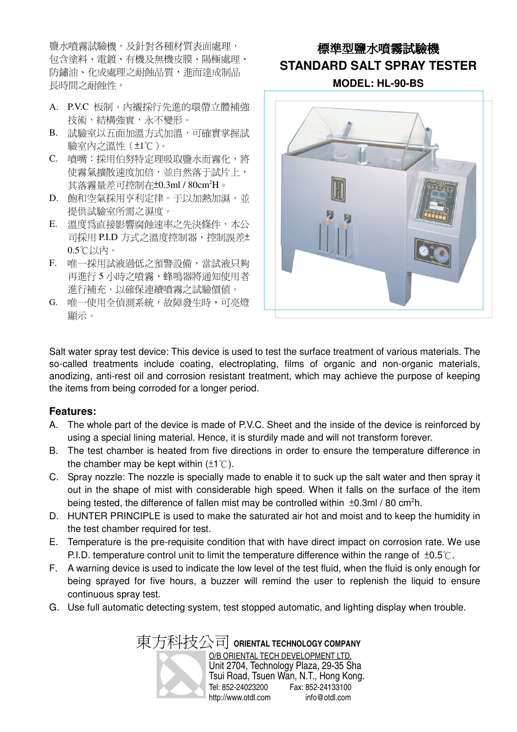# 標準型鹽水噴霧試驗機

# STANDARD SALT SPRAY TESTER

**MODEL: HL-90-BS**

鹽水噴霧試驗機，及針對各種材質表面處理，包含塗料、電鍍、有機及無機皮膜、陽極處理、防鏽油、化成處理之耐蝕品質，進而達成制品長時間之耐蝕性。

A. P.V.C 板制，內襯採行先進的環帶立體補強技術，結構強實，永不變形。
B. 試驗室以五面加溫方式加溫，可確實掌握試驗室內之溫性（±1℃）。
C. 噴嘴：採用伯努特定理吸取鹽水而霧化，將使霧氣擴散速度加倍，並自然落于試片上，其落霧量差可控制在±0.3ml / 80cm²H。
D. 飽和空氣採用亨利定律。于以加熱加濕，並提供試驗室所需之濕度。
E. 溫度為直接影響腐蝕速率之先決條件，本公司採用 P.I.D 方式之溫度控制器，控制誤差±0.5℃以內。
F. 唯一採用試液過低之預警設備，當試液只夠再進行 5 小時之噴霧，蜂鳴器將通知使用者進行補充，以確保連續噴霧之試驗價值。
G. 唯一使用全偵測系統，故障發生時，可亮燈顯示。

Salt water spray test device: This device is used to test the surface treatment of various materials. The so-called treatments include coating, electroplating, films of organic and non-organic materials, anodizing, anti-rest oil and corrosion resistant treatment, which may achieve the purpose of keeping the items from being corroded for a longer period.

## Features:

A. The whole part of the device is made of P.V.C. Sheet and the inside of the device is reinforced by using a special lining material. Hence, it is sturdily made and will not transform forever.
B. The test chamber is heated from five directions in order to ensure the temperature difference in the chamber may be kept within (±1℃).
C. Spray nozzle: The nozzle is specially made to enable it to suck up the salt water and then spray it out in the shape of mist with considerable high speed. When it falls on the surface of the item being tested, the difference of fallen mist may be controlled within ±0.3ml / 80 cm²h.
D. HUNTER PRINCIPLE is used to make the saturated air hot and moist and to keep the humidity in the test chamber required for test.
E. Temperature is the pre-requisite condition that with have direct impact on corrosion rate. We use P.I.D. temperature control unit to limit the temperature difference within the range of ±0.5℃.
F. A warning device is used to indicate the low level of the test fluid, when the fluid is only enough for being sprayed for five hours, a buzzer will remind the user to replenish the liquid to ensure continuous spray test.
G. Use full automatic detecting system, test stopped automatic, and lighting display when trouble.

東方科技公司 **ORIENTAL TECHNOLOGY COMPANY**

O/B ORIENTAL TECH DEVELOPMENT LTD.
Unit 2704, Technology Plaza, 29-35 Sha Tsui Road, Tsuen Wan, N.T., Hong Kong.
Tel: 852-24023200 Fax: 852-24133100
http://www.otdl.com info@otdl.com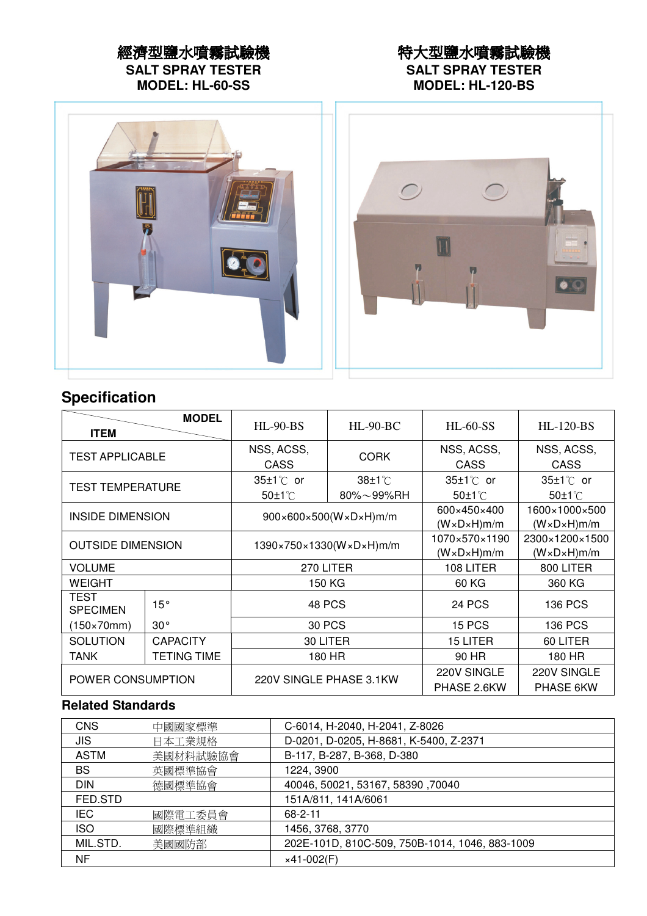**經濟型鹽水噴霧試驗機**
**SALT SPRAY TESTER**
**MODEL: HL-60-SS**

**特大型鹽水噴霧試驗機**
**SALT SPRAY TESTER**
**MODEL: HL-120-BS**

## Specification

| ITEM \ MODEL | | HL-90-BS | HL-90-BC | HL-60-SS | HL-120-BS |
|---|---|---|---|---|---|
| TEST APPLICABLE | | NSS, ACSS, CASS | CORK | NSS, ACSS, CASS | NSS, ACSS, CASS |
| TEST TEMPERATURE | | 35±1℃ or 50±1℃ | 38±1℃ 80%～99%RH | 35±1℃ or 50±1℃ | 35±1℃ or 50±1℃ |
| INSIDE DIMENSION | | 900×600×500(W×D×H)m/m | | 600×450×400 (W×D×H)m/m | 1600×1000×500 (W×D×H)m/m |
| OUTSIDE DIMENSION | | 1390×750×1330(W×D×H)m/m | | 1070×570×1190 (W×D×H)m/m | 2300×1200×1500 (W×D×H)m/m |
| VOLUME | | 270 LITER | | 108 LITER | 800 LITER |
| WEIGHT | | 150 KG | | 60 KG | 360 KG |
| TEST SPECIMEN (150×70mm) | 15° | 48 PCS | | 24 PCS | 136 PCS |
| | 30° | 30 PCS | | 15 PCS | 136 PCS |
| SOLUTION TANK | CAPACITY | 30 LITER | | 15 LITER | 60 LITER |
| | TETING TIME | 180 HR | | 90 HR | 180 HR |
| POWER CONSUMPTION | | 220V SINGLE PHASE 3.1KW | | 220V SINGLE PHASE 2.6KW | 220V SINGLE PHASE 6KW |

## Related Standards

| | | |
|---|---|---|
| CNS | 中國國家標準 | C-6014, H-2040, H-2041, Z-8026 |
| JIS | 日本工業規格 | D-0201, D-0205, H-8681, K-5400, Z-2371 |
| ASTM | 美國材料試驗協會 | B-117, B-287, B-368, D-380 |
| BS | 英國標準協會 | 1224, 3900 |
| DIN | 德國標準協會 | 40046, 50021, 53167, 58390 ,70040 |
| FED.STD | | 151A/811, 141A/6061 |
| IEC | 國際電工委員會 | 68-2-11 |
| ISO | 國際標準組織 | 1456, 3768, 3770 |
| MIL.STD. | 美國國防部 | 202E-101D, 810C-509, 750B-1014, 1046, 883-1009 |
| NF | | ×41-002(F) |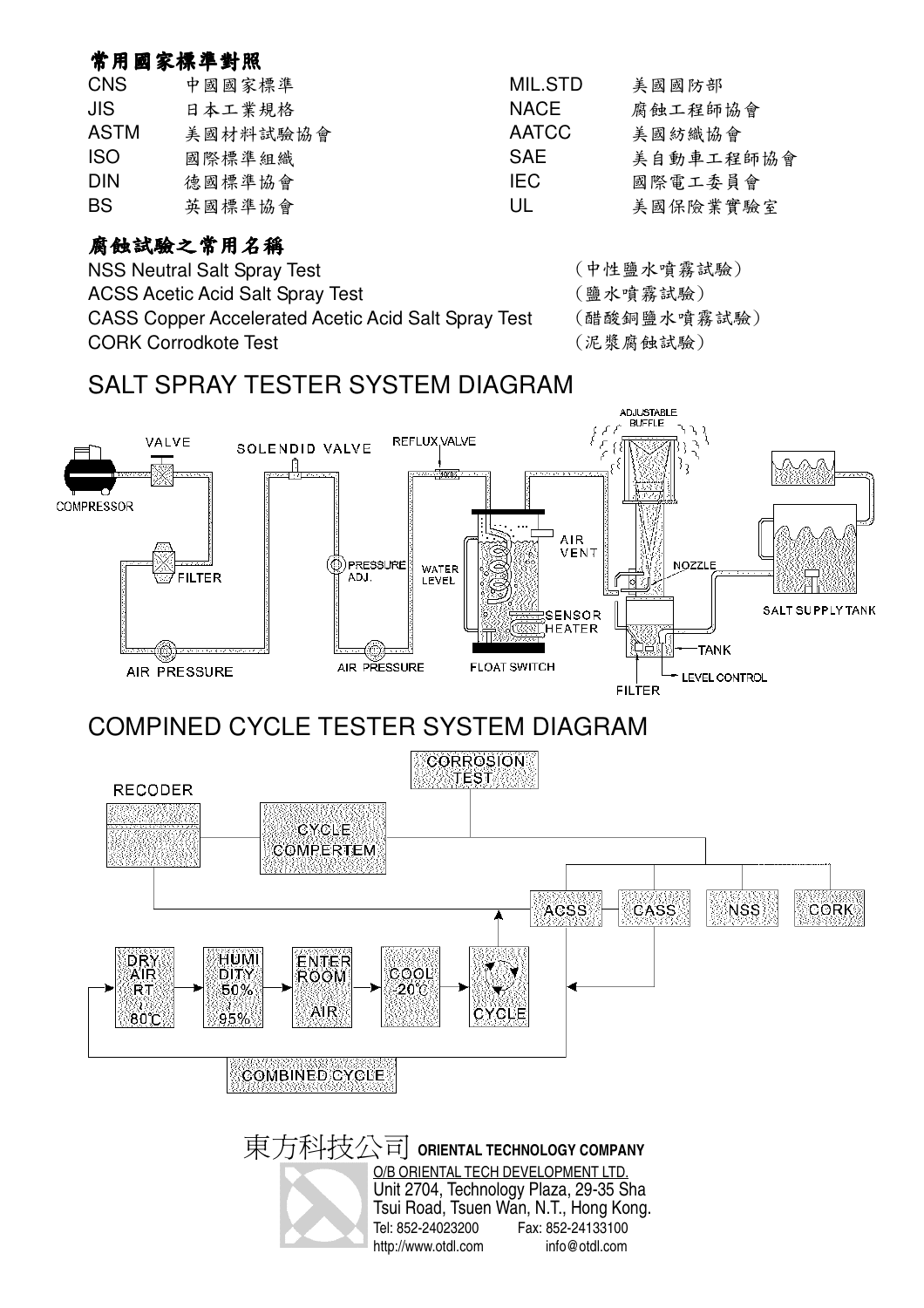### 常用國家標準對照

| | | | |
|---|---|---|---|
| CNS | 中國國家標準 | MIL.STD | 美國國防部 |
| JIS | 日本工業規格 | NACE | 腐蝕工程師協會 |
| ASTM | 美國材料試驗協會 | AATCC | 美國紡織協會 |
| ISO | 國際標準組織 | SAE | 美自動車工程師協會 |
| DIN | 德國標準協會 | IEC | 國際電工委員會 |
| BS | 英國標準協會 | UL | 美國保險業實驗室 |

### 腐蝕試驗之常用名稱

NSS Neutral Salt Spray Test (中性鹽水噴霧試驗)
ACSS Acetic Acid Salt Spray Test (鹽水噴霧試驗)
CASS Copper Accelerated Acetic Acid Salt Spray Test (醋酸銅鹽水噴霧試驗)
CORK Corrodkote Test (泥漿腐蝕試驗)

## SALT SPRAY TESTER SYSTEM DIAGRAM

COMPRESSOR
VALVE
FILTER
AIR PRESSURE
SOLENDID VALVE
PRESSURE ADJ.
AIR PRESSURE
REFLUX VALVE
WATER LEVEL
AIR VENT
SENSOR
HEATER
FLOAT SWITCH
ADJUSTABLE BUFFLE
NOZZLE
TANK
FILTER
LEVEL CONTROL
SALT SUPPLY TANK

## COMPINED CYCLE TESTER SYSTEM DIAGRAM

CORROSION TEST
RECODER
CYCLE COMPERTEM
ACSS
CASS
NSS
CORK
DRY AIR RT ~ 80°C
HUMI DITY 50% ~ 95%
ENTER ROOM AIR
COOL -20°C
CYCLE
COMBINED CYCLE

東方科技公司 **ORIENTAL TECHNOLOGY COMPANY**
O/B ORIENTAL TECH DEVELOPMENT LTD.
Unit 2704, Technology Plaza, 29-35 Sha Tsui Road, Tsuen Wan, N.T., Hong Kong.
Tel: 852-24023200 Fax: 852-24133100
http://www.otdl.com info@otdl.com